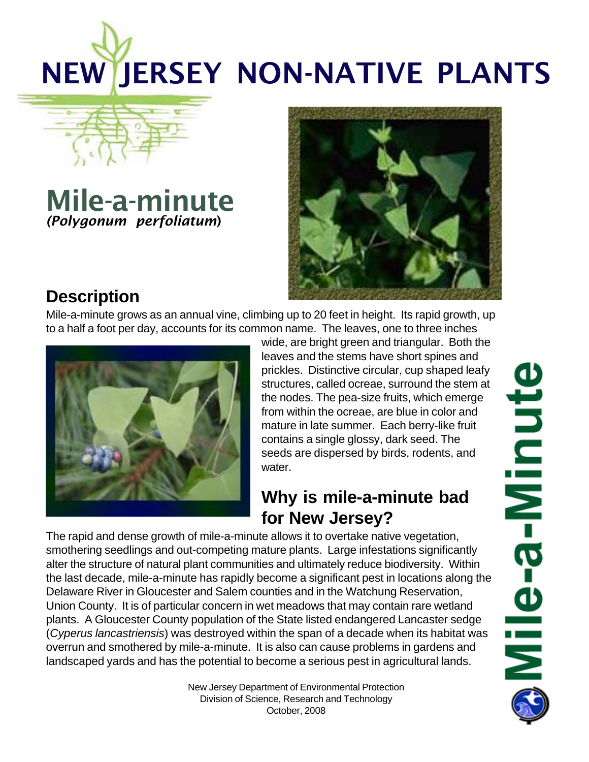# NEW JERSEY NON-NATIVE PLANTS

# Mile-a-minute
***(Polygonum perfoliatum)***

## Description

Mile-a-minute grows as an annual vine, climbing up to 20 feet in height. Its rapid growth, up to a half a foot per day, accounts for its common name. The leaves, one to three inches wide, are bright green and triangular. Both the leaves and the stems have short spines and prickles. Distinctive circular, cup shaped leafy structures, called ocreae, surround the stem at the nodes. The pea-size fruits, which emerge from within the ocreae, are blue in color and mature in late summer. Each berry-like fruit contains a single glossy, dark seed. The seeds are dispersed by birds, rodents, and water.

## Why is mile-a-minute bad for New Jersey?

The rapid and dense growth of mile-a-minute allows it to overtake native vegetation, smothering seedlings and out-competing mature plants. Large infestations significantly alter the structure of natural plant communities and ultimately reduce biodiversity. Within the last decade, mile-a-minute has rapidly become a significant pest in locations along the Delaware River in Gloucester and Salem counties and in the Watchung Reservation, Union County. It is of particular concern in wet meadows that may contain rare wetland plants. A Gloucester County population of the State listed endangered Lancaster sedge (*Cyperus lancastriensis*) was destroyed within the span of a decade when its habitat was overrun and smothered by mile-a-minute. It is also can cause problems in gardens and landscaped yards and has the potential to become a serious pest in agricultural lands.

Mile-a-Minute

New Jersey Department of Environmental Protection
Division of Science, Research and Technology
October, 2008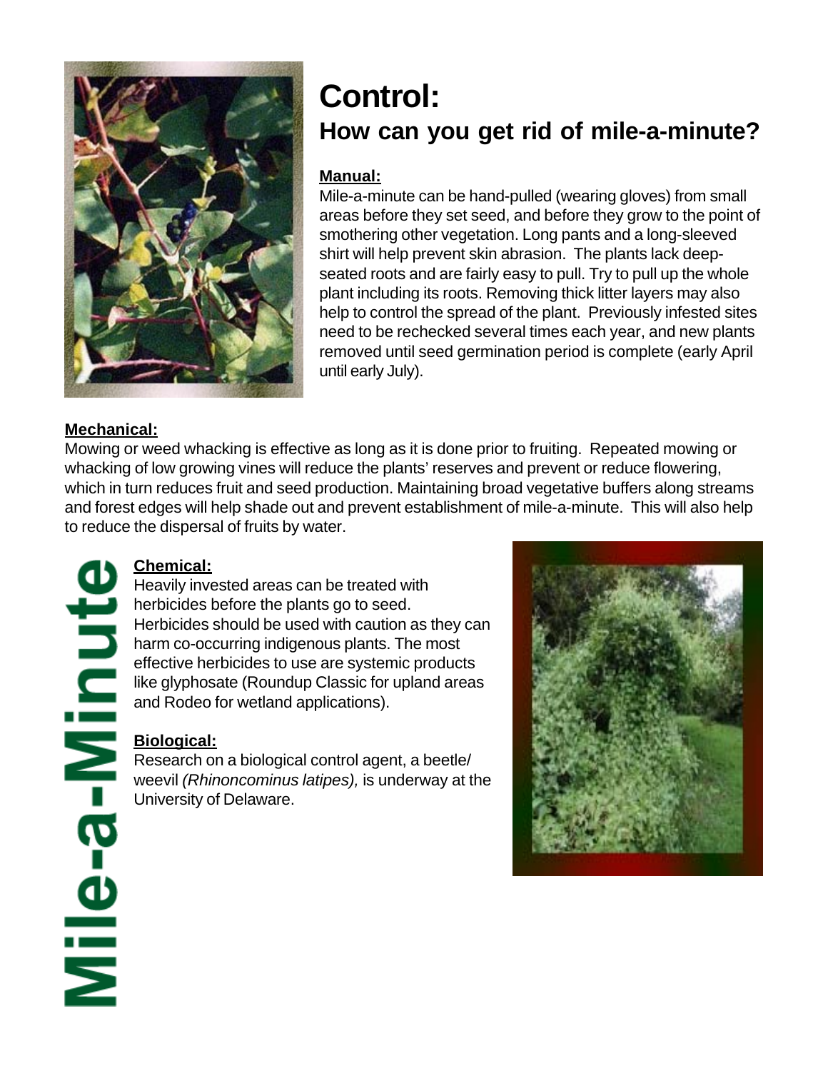# Control:

## How can you get rid of mile-a-minute?

**Manual:**

Mile-a-minute can be hand-pulled (wearing gloves) from small areas before they set seed, and before they grow to the point of smothering other vegetation. Long pants and a long-sleeved shirt will help prevent skin abrasion. The plants lack deep-seated roots and are fairly easy to pull. Try to pull up the whole plant including its roots. Removing thick litter layers may also help to control the spread of the plant. Previously infested sites need to be rechecked several times each year, and new plants removed until seed germination period is complete (early April until early July).

**Mechanical:**

Mowing or weed whacking is effective as long as it is done prior to fruiting. Repeated mowing or whacking of low growing vines will reduce the plants' reserves and prevent or reduce flowering, which in turn reduces fruit and seed production. Maintaining broad vegetative buffers along streams and forest edges will help shade out and prevent establishment of mile-a-minute. This will also help to reduce the dispersal of fruits by water.

Mile-a-Minute

**Chemical:**

Heavily invested areas can be treated with herbicides before the plants go to seed. Herbicides should be used with caution as they can harm co-occurring indigenous plants. The most effective herbicides to use are systemic products like glyphosate (Roundup Classic for upland areas and Rodeo for wetland applications).

**Biological:**

Research on a biological control agent, a beetle/ weevil *(Rhinoncominus latipes),* is underway at the University of Delaware.